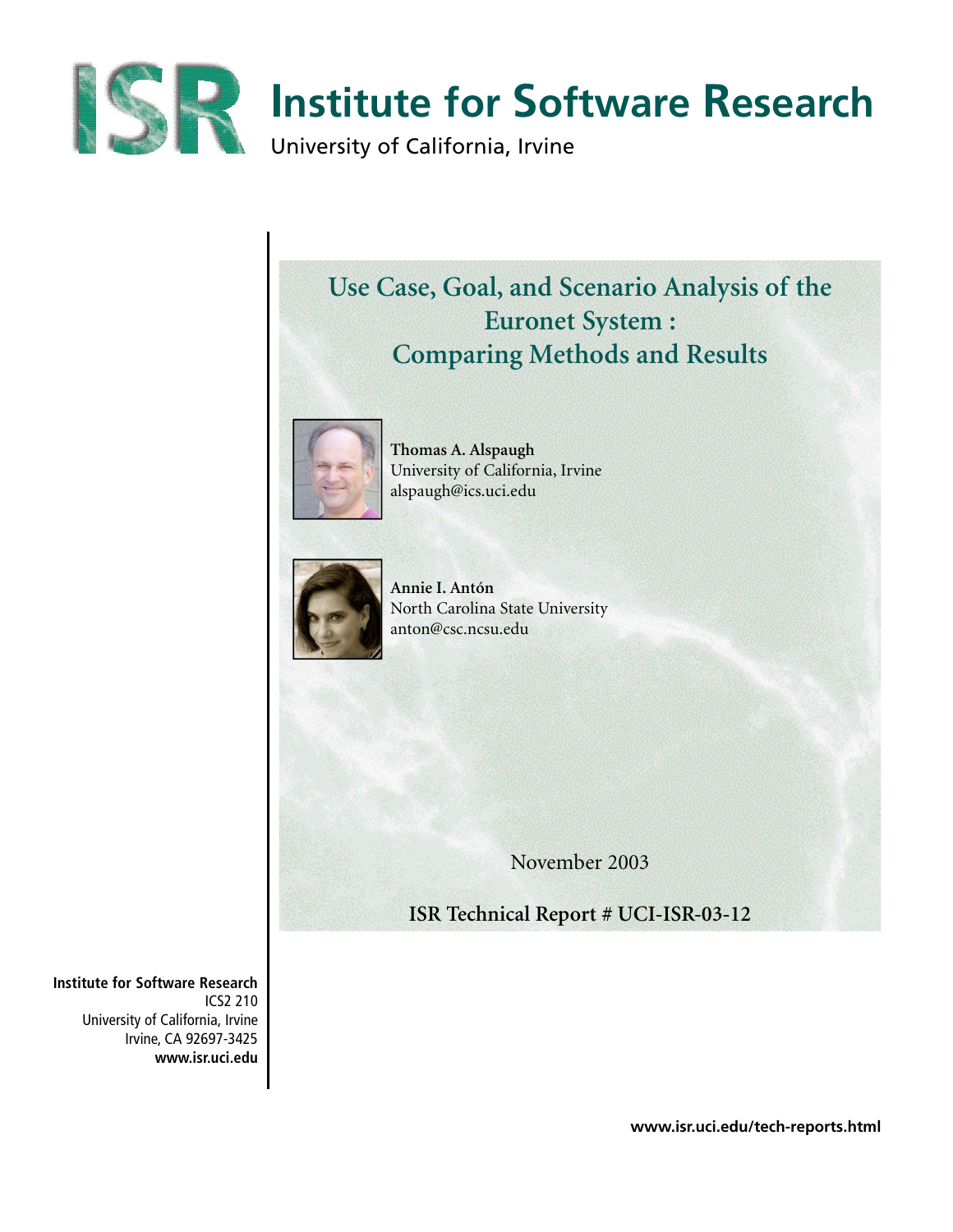# Institute for Software Research

University of California, Irvine

## Use Case, Goal, and Scenario Analysis of the Euronet System : Comparing Methods and Results

**Thomas A. Alspaugh**
University of California, Irvine
alspaugh@ics.uci.edu

**Annie I. Antón**
North Carolina State University
anton@csc.ncsu.edu

November 2003

**ISR Technical Report # UCI-ISR-03-12**

**Institute for Software Research**
ICS2 210
University of California, Irvine
Irvine, CA 92697-3425
**www.isr.uci.edu**

**www.isr.uci.edu/tech-reports.html**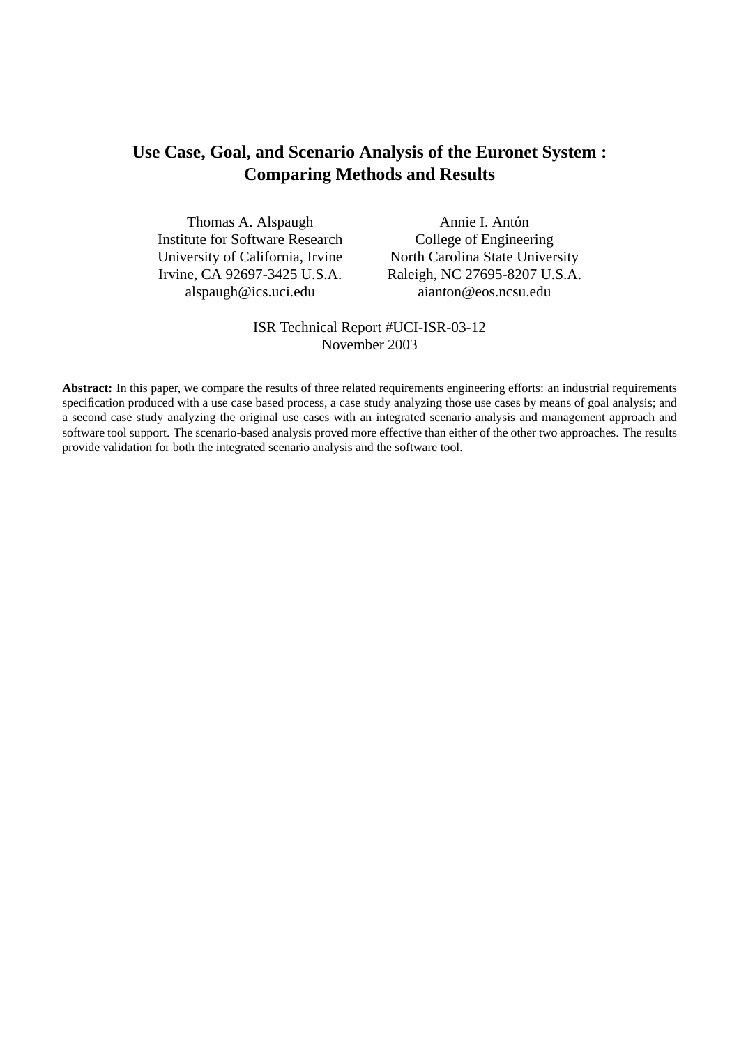# Use Case, Goal, and Scenario Analysis of the Euronet System : Comparing Methods and Results

Thomas A. Alspaugh
Institute for Software Research
University of California, Irvine
Irvine, CA 92697-3425 U.S.A.
alspaugh@ics.uci.edu

Annie I. Antón
College of Engineering
North Carolina State University
Raleigh, NC 27695-8207 U.S.A.
aianton@eos.ncsu.edu

ISR Technical Report #UCI-ISR-03-12
November 2003

**Abstract:** In this paper, we compare the results of three related requirements engineering efforts: an industrial requirements specification produced with a use case based process, a case study analyzing those use cases by means of goal analysis; and a second case study analyzing the original use cases with an integrated scenario analysis and management approach and software tool support. The scenario-based analysis proved more effective than either of the other two approaches. The results provide validation for both the integrated scenario analysis and the software tool.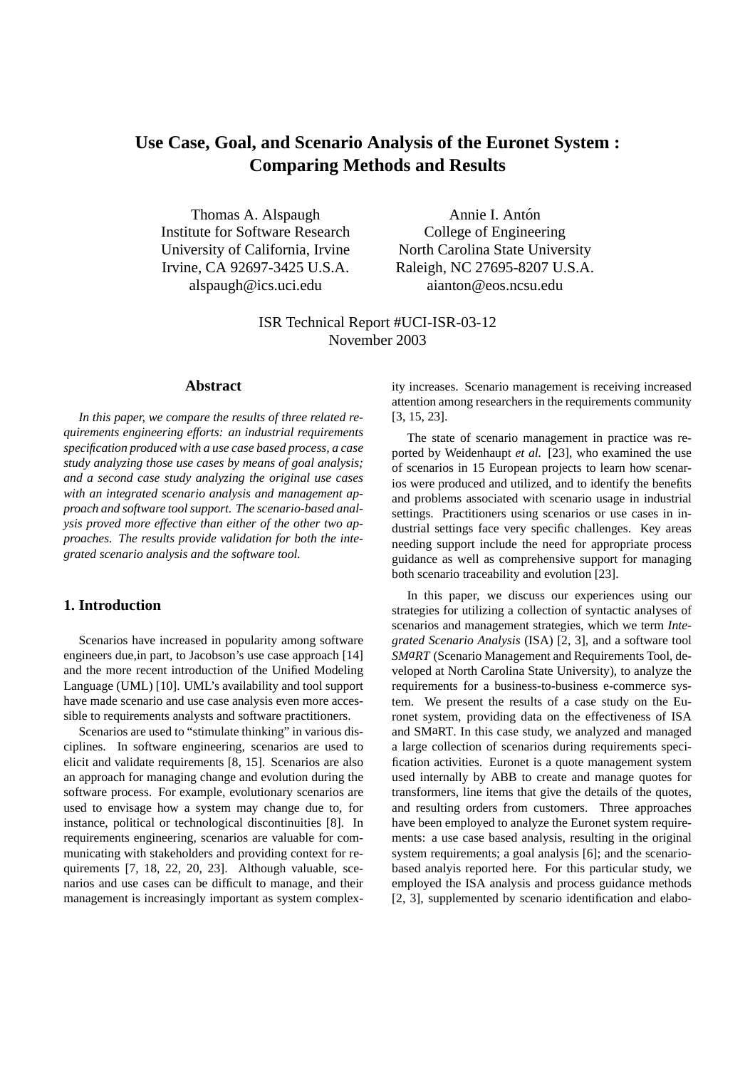# Use Case, Goal, and Scenario Analysis of the Euronet System : Comparing Methods and Results

Thomas A. Alspaugh
Institute for Software Research
University of California, Irvine
Irvine, CA 92697-3425 U.S.A.
alspaugh@ics.uci.edu

Annie I. Antón
College of Engineering
North Carolina State University
Raleigh, NC 27695-8207 U.S.A.
aianton@eos.ncsu.edu

ISR Technical Report #UCI-ISR-03-12
November 2003

## Abstract

*In this paper, we compare the results of three related requirements engineering efforts: an industrial requirements specification produced with a use case based process, a case study analyzing those use cases by means of goal analysis; and a second case study analyzing the original use cases with an integrated scenario analysis and management approach and software tool support. The scenario-based analysis proved more effective than either of the other two approaches. The results provide validation for both the integrated scenario analysis and the software tool.*

## 1. Introduction

Scenarios have increased in popularity among software engineers due,in part, to Jacobson's use case approach [14] and the more recent introduction of the Unified Modeling Language (UML) [10]. UML's availability and tool support have made scenario and use case analysis even more accessible to requirements analysts and software practitioners.

Scenarios are used to "stimulate thinking" in various disciplines. In software engineering, scenarios are used to elicit and validate requirements [8, 15]. Scenarios are also an approach for managing change and evolution during the software process. For example, evolutionary scenarios are used to envisage how a system may change due to, for instance, political or technological discontinuities [8]. In requirements engineering, scenarios are valuable for communicating with stakeholders and providing context for requirements [7, 18, 22, 20, 23]. Although valuable, scenarios and use cases can be difficult to manage, and their management is increasingly important as system complexity increases. Scenario management is receiving increased attention among researchers in the requirements community [3, 15, 23].

The state of scenario management in practice was reported by Weidenhaupt *et al.* [23], who examined the use of scenarios in 15 European projects to learn how scenarios were produced and utilized, and to identify the benefits and problems associated with scenario usage in industrial settings. Practitioners using scenarios or use cases in industrial settings face very specific challenges. Key areas needing support include the need for appropriate process guidance as well as comprehensive support for managing both scenario traceability and evolution [23].

In this paper, we discuss our experiences using our strategies for utilizing a collection of syntactic analyses of scenarios and management strategies, which we term *Integrated Scenario Analysis* (ISA) [2, 3], and a software tool *SMaRT* (Scenario Management and Requirements Tool, developed at North Carolina State University), to analyze the requirements for a business-to-business e-commerce system. We present the results of a case study on the Euronet system, providing data on the effectiveness of ISA and SMaRT. In this case study, we analyzed and managed a large collection of scenarios during requirements specification activities. Euronet is a quote management system used internally by ABB to create and manage quotes for transformers, line items that give the details of the quotes, and resulting orders from customers. Three approaches have been employed to analyze the Euronet system requirements: a use case based analysis, resulting in the original system requirements; a goal analysis [6]; and the scenario-based analyis reported here. For this particular study, we employed the ISA analysis and process guidance methods [2, 3], supplemented by scenario identification and elabo-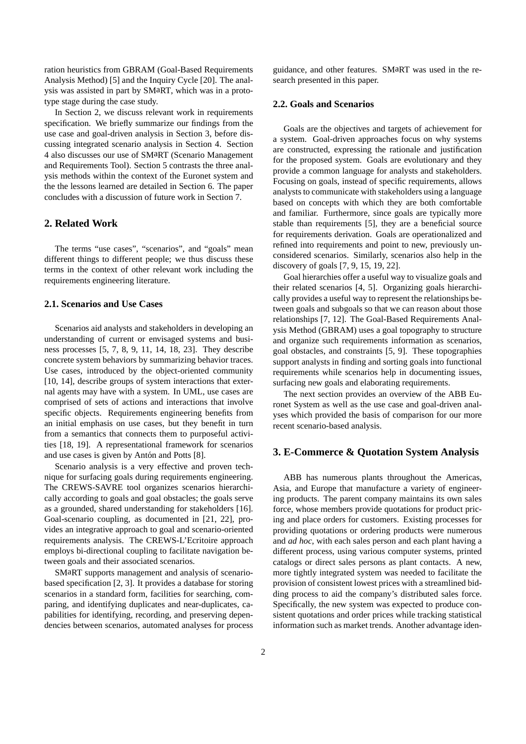ration heuristics from GBRAM (Goal-Based Requirements Analysis Method) [5] and the Inquiry Cycle [20]. The analysis was assisted in part by SMaRT, which was in a prototype stage during the case study.

In Section 2, we discuss relevant work in requirements specification. We briefly summarize our findings from the use case and goal-driven analysis in Section 3, before discussing integrated scenario analysis in Section 4. Section 4 also discusses our use of SMaRT (Scenario Management and Requirements Tool). Section 5 contrasts the three analysis methods within the context of the Euronet system and the the lessons learned are detailed in Section 6. The paper concludes with a discussion of future work in Section 7.

## 2. Related Work

The terms "use cases", "scenarios", and "goals" mean different things to different people; we thus discuss these terms in the context of other relevant work including the requirements engineering literature.

### 2.1. Scenarios and Use Cases

Scenarios aid analysts and stakeholders in developing an understanding of current or envisaged systems and business processes [5, 7, 8, 9, 11, 14, 18, 23]. They describe concrete system behaviors by summarizing behavior traces. Use cases, introduced by the object-oriented community [10, 14], describe groups of system interactions that external agents may have with a system. In UML, use cases are comprised of sets of actions and interactions that involve specific objects. Requirements engineering benefits from an initial emphasis on use cases, but they benefit in turn from a semantics that connects them to purposeful activities [18, 19]. A representational framework for scenarios and use cases is given by Antón and Potts [8].

Scenario analysis is a very effective and proven technique for surfacing goals during requirements engineering. The CREWS-SAVRE tool organizes scenarios hierarchically according to goals and goal obstacles; the goals serve as a grounded, shared understanding for stakeholders [16]. Goal-scenario coupling, as documented in [21, 22], provides an integrative approach to goal and scenario-oriented requirements analysis. The CREWS-L'Ecritoire approach employs bi-directional coupling to facilitate navigation between goals and their associated scenarios.

SMaRT supports management and analysis of scenario-based specification [2, 3]. It provides a database for storing scenarios in a standard form, facilities for searching, comparing, and identifying duplicates and near-duplicates, capabilities for identifying, recording, and preserving dependencies between scenarios, automated analyses for process guidance, and other features. SMaRT was used in the research presented in this paper.

### 2.2. Goals and Scenarios

Goals are the objectives and targets of achievement for a system. Goal-driven approaches focus on why systems are constructed, expressing the rationale and justification for the proposed system. Goals are evolutionary and they provide a common language for analysts and stakeholders. Focusing on goals, instead of specific requirements, allows analysts to communicate with stakeholders using a language based on concepts with which they are both comfortable and familiar. Furthermore, since goals are typically more stable than requirements [5], they are a beneficial source for requirements derivation. Goals are operationalized and refined into requirements and point to new, previously unconsidered scenarios. Similarly, scenarios also help in the discovery of goals [7, 9, 15, 19, 22].

Goal hierarchies offer a useful way to visualize goals and their related scenarios [4, 5]. Organizing goals hierarchically provides a useful way to represent the relationships between goals and subgoals so that we can reason about those relationships [7, 12]. The Goal-Based Requirements Analysis Method (GBRAM) uses a goal topography to structure and organize such requirements information as scenarios, goal obstacles, and constraints [5, 9]. These topographies support analysts in finding and sorting goals into functional requirements while scenarios help in documenting issues, surfacing new goals and elaborating requirements.

The next section provides an overview of the ABB Euronet System as well as the use case and goal-driven analyses which provided the basis of comparison for our more recent scenario-based analysis.

## 3. E-Commerce & Quotation System Analysis

ABB has numerous plants throughout the Americas, Asia, and Europe that manufacture a variety of engineering products. The parent company maintains its own sales force, whose members provide quotations for product pricing and place orders for customers. Existing processes for providing quotations or ordering products were numerous and *ad hoc*, with each sales person and each plant having a different process, using various computer systems, printed catalogs or direct sales persons as plant contacts. A new, more tightly integrated system was needed to facilitate the provision of consistent lowest prices with a streamlined bidding process to aid the company's distributed sales force. Specifically, the new system was expected to produce consistent quotations and order prices while tracking statistical information such as market trends. Another advantage iden-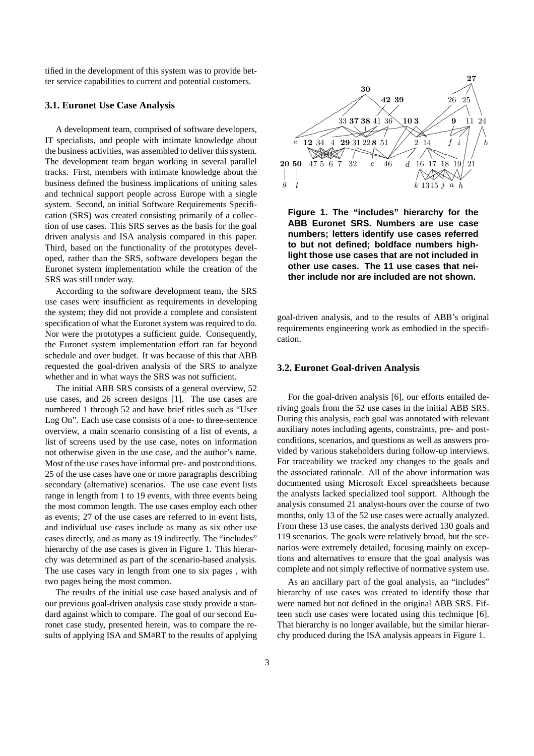tified in the development of this system was to provide better service capabilities to current and potential customers.

### 3.1. Euronet Use Case Analysis

A development team, comprised of software developers, IT specialists, and people with intimate knowledge about the business activities, was assembled to deliver this system. The development team began working in several parallel tracks. First, members with intimate knowledge about the business defined the business implications of uniting sales and technical support people across Europe with a single system. Second, an initial Software Requirements Specification (SRS) was created consisting primarily of a collection of use cases. This SRS serves as the basis for the goal driven analysis and ISA analysis compared in this paper. Third, based on the functionality of the prototypes developed, rather than the SRS, software developers began the Euronet system implementation while the creation of the SRS was still under way.

According to the software development team, the SRS use cases were insufficient as requirements in developing the system; they did not provide a complete and consistent specification of what the Euronet system was required to do. Nor were the prototypes a sufficient guide. Consequently, the Euronet system implementation effort ran far beyond schedule and over budget. It was because of this that ABB requested the goal-driven analysis of the SRS to analyze whether and in what ways the SRS was not sufficient.

The initial ABB SRS consists of a general overview, 52 use cases, and 26 screen designs [1]. The use cases are numbered 1 through 52 and have brief titles such as "User Log On". Each use case consists of a one- to three-sentence overview, a main scenario consisting of a list of events, a list of screens used by the use case, notes on information not otherwise given in the use case, and the author's name. Most of the use cases have informal pre- and postconditions. 25 of the use cases have one or more paragraphs describing secondary (alternative) scenarios. The use case event lists range in length from 1 to 19 events, with three events being the most common length. The use cases employ each other as events; 27 of the use cases are referred to in event lists, and individual use cases include as many as six other use cases directly, and as many as 19 indirectly. The "includes" hierarchy of the use cases is given in Figure 1. This hierarchy was determined as part of the scenario-based analysis. The use cases vary in length from one to six pages , with two pages being the most common.

The results of the initial use case based analysis and of our previous goal-driven analysis case study provide a standard against which to compare. The goal of our second Euronet case study, presented herein, was to compare the results of applying ISA and SMaRT to the results of applying goal-driven analysis, and to the results of ABB's original requirements engineering work as embodied in the specification.

**Figure 1. The "includes" hierarchy for the ABB Euronet SRS. Numbers are use case numbers; letters identify use cases referred to but not defined; boldface numbers highlight those use cases that are not included in other use cases. The 11 use cases that neither include nor are included are not shown.**

### 3.2. Euronet Goal-driven Analysis

For the goal-driven analysis [6], our efforts entailed deriving goals from the 52 use cases in the initial ABB SRS. During this analysis, each goal was annotated with relevant auxiliary notes including agents, constraints, pre- and postconditions, scenarios, and questions as well as answers provided by various stakeholders during follow-up interviews. For traceability we tracked any changes to the goals and the associated rationale. All of the above information was documented using Microsoft Excel spreadsheets because the analysts lacked specialized tool support. Although the analysis consumed 21 analyst-hours over the course of two months, only 13 of the 52 use cases were actually analyzed. From these 13 use cases, the analysts derived 130 goals and 119 scenarios. The goals were relatively broad, but the scenarios were extremely detailed, focusing mainly on exceptions and alternatives to ensure that the goal analysis was complete and not simply reflective of normative system use.

As an ancillary part of the goal analysis, an "includes" hierarchy of use cases was created to identify those that were named but not defined in the original ABB SRS. Fifteen such use cases were located using this technique [6]. That hierarchy is no longer available, but the similar hierarchy produced during the ISA analysis appears in Figure 1.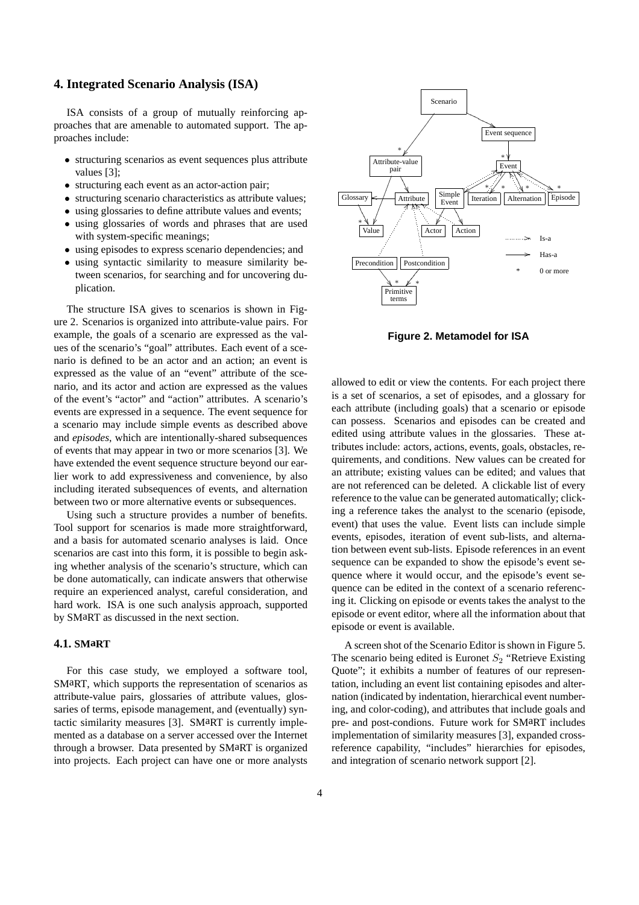## 4. Integrated Scenario Analysis (ISA)

ISA consists of a group of mutually reinforcing approaches that are amenable to automated support. The approaches include:

- structuring scenarios as event sequences plus attribute values [3];
- structuring each event as an actor-action pair;
- structuring scenario characteristics as attribute values;
- using glossaries to define attribute values and events;
- using glossaries of words and phrases that are used with system-specific meanings;
- using episodes to express scenario dependencies; and
- using syntactic similarity to measure similarity between scenarios, for searching and for uncovering duplication.

The structure ISA gives to scenarios is shown in Figure 2. Scenarios is organized into attribute-value pairs. For example, the goals of a scenario are expressed as the values of the scenario's "goal" attributes. Each event of a scenario is defined to be an actor and an action; an event is expressed as the value of an "event" attribute of the scenario, and its actor and action are expressed as the values of the event's "actor" and "action" attributes. A scenario's events are expressed in a sequence. The event sequence for a scenario may include simple events as described above and *episodes*, which are intentionally-shared subsequences of events that may appear in two or more scenarios [3]. We have extended the event sequence structure beyond our earlier work to add expressiveness and convenience, by also including iterated subsequences of events, and alternation between two or more alternative events or subsequences.

Using such a structure provides a number of benefits. Tool support for scenarios is made more straightforward, and a basis for automated scenario analyses is laid. Once scenarios are cast into this form, it is possible to begin asking whether analysis of the scenario's structure, which can be done automatically, can indicate answers that otherwise require an experienced analyst, careful consideration, and hard work. ISA is one such analysis approach, supported by SMaRT as discussed in the next section.

**Figure 2. Metamodel for ISA**

### 4.1. SMaRT

For this case study, we employed a software tool, SMaRT, which supports the representation of scenarios as attribute-value pairs, glossaries of attribute values, glossaries of terms, episode management, and (eventually) syntactic similarity measures [3]. SMaRT is currently implemented as a database on a server accessed over the Internet through a browser. Data presented by SMaRT is organized into projects. Each project can have one or more analysts allowed to edit or view the contents. For each project there is a set of scenarios, a set of episodes, and a glossary for each attribute (including goals) that a scenario or episode can possess. Scenarios and episodes can be created and edited using attribute values in the glossaries. These attributes include: actors, actions, events, goals, obstacles, requirements, and conditions. New values can be created for an attribute; existing values can be edited; and values that are not referenced can be deleted. A clickable list of every reference to the value can be generated automatically; clicking a reference takes the analyst to the scenario (episode, event) that uses the value. Event lists can include simple events, episodes, iteration of event sub-lists, and alternation between event sub-lists. Episode references in an event sequence can be expanded to show the episode's event sequence where it would occur, and the episode's event sequence can be edited in the context of a scenario referencing it. Clicking on episode or events takes the analyst to the episode or event editor, where all the information about that episode or event is available.

A screen shot of the Scenario Editor is shown in Figure 5. The scenario being edited is Euronet $S_2$ "Retrieve Existing Quote"; it exhibits a number of features of our representation, including an event list containing episodes and alternation (indicated by indentation, hierarchical event numbering, and color-coding), and attributes that include goals and pre- and post-condions. Future work for SMaRT includes implementation of similarity measures [3], expanded cross-reference capability, "includes" hierarchies for episodes, and integration of scenario network support [2].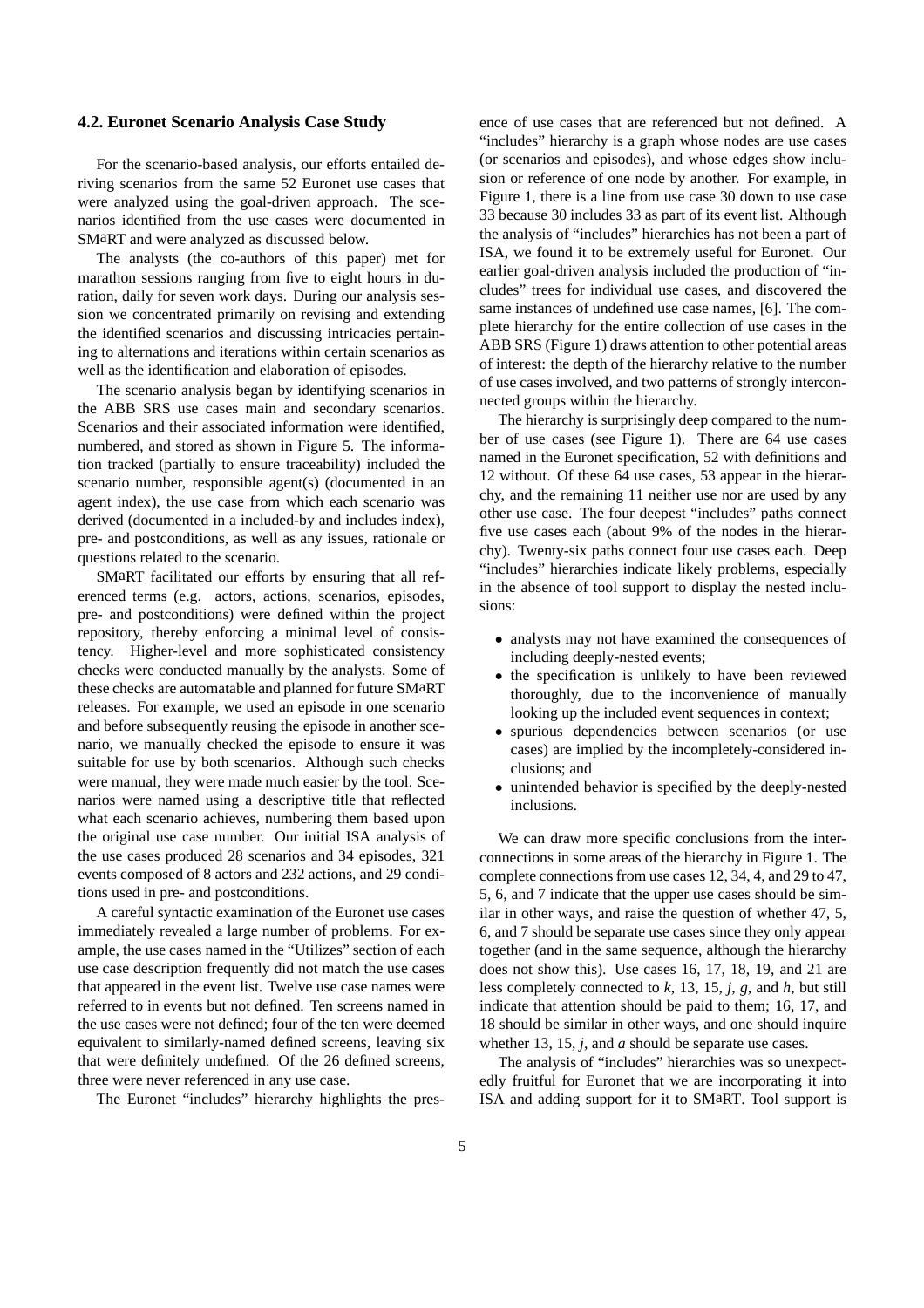### 4.2. Euronet Scenario Analysis Case Study

For the scenario-based analysis, our efforts entailed deriving scenarios from the same 52 Euronet use cases that were analyzed using the goal-driven approach. The scenarios identified from the use cases were documented in SMaRT and were analyzed as discussed below.

The analysts (the co-authors of this paper) met for marathon sessions ranging from five to eight hours in duration, daily for seven work days. During our analysis session we concentrated primarily on revising and extending the identified scenarios and discussing intricacies pertaining to alternations and iterations within certain scenarios as well as the identification and elaboration of episodes.

The scenario analysis began by identifying scenarios in the ABB SRS use cases main and secondary scenarios. Scenarios and their associated information were identified, numbered, and stored as shown in Figure 5. The information tracked (partially to ensure traceability) included the scenario number, responsible agent(s) (documented in an agent index), the use case from which each scenario was derived (documented in a included-by and includes index), pre- and postconditions, as well as any issues, rationale or questions related to the scenario.

SMaRT facilitated our efforts by ensuring that all referenced terms (e.g. actors, actions, scenarios, episodes, pre- and postconditions) were defined within the project repository, thereby enforcing a minimal level of consistency. Higher-level and more sophisticated consistency checks were conducted manually by the analysts. Some of these checks are automatable and planned for future SMaRT releases. For example, we used an episode in one scenario and before subsequently reusing the episode in another scenario, we manually checked the episode to ensure it was suitable for use by both scenarios. Although such checks were manual, they were made much easier by the tool. Scenarios were named using a descriptive title that reflected what each scenario achieves, numbering them based upon the original use case number. Our initial ISA analysis of the use cases produced 28 scenarios and 34 episodes, 321 events composed of 8 actors and 232 actions, and 29 conditions used in pre- and postconditions.

A careful syntactic examination of the Euronet use cases immediately revealed a large number of problems. For example, the use cases named in the "Utilizes" section of each use case description frequently did not match the use cases that appeared in the event list. Twelve use case names were referred to in events but not defined. Ten screens named in the use cases were not defined; four of the ten were deemed equivalent to similarly-named defined screens, leaving six that were definitely undefined. Of the 26 defined screens, three were never referenced in any use case.

The Euronet "includes" hierarchy highlights the presence of use cases that are referenced but not defined. A "includes" hierarchy is a graph whose nodes are use cases (or scenarios and episodes), and whose edges show inclusion or reference of one node by another. For example, in Figure 1, there is a line from use case 30 down to use case 33 because 30 includes 33 as part of its event list. Although the analysis of "includes" hierarchies has not been a part of ISA, we found it to be extremely useful for Euronet. Our earlier goal-driven analysis included the production of "includes" trees for individual use cases, and discovered the same instances of undefined use case names, [6]. The complete hierarchy for the entire collection of use cases in the ABB SRS (Figure 1) draws attention to other potential areas of interest: the depth of the hierarchy relative to the number of use cases involved, and two patterns of strongly interconnected groups within the hierarchy.

The hierarchy is surprisingly deep compared to the number of use cases (see Figure 1). There are 64 use cases named in the Euronet specification, 52 with definitions and 12 without. Of these 64 use cases, 53 appear in the hierarchy, and the remaining 11 neither use nor are used by any other use case. The four deepest "includes" paths connect five use cases each (about 9% of the nodes in the hierarchy). Twenty-six paths connect four use cases each. Deep "includes" hierarchies indicate likely problems, especially in the absence of tool support to display the nested inclusions:

- analysts may not have examined the consequences of including deeply-nested events;
- the specification is unlikely to have been reviewed thoroughly, due to the inconvenience of manually looking up the included event sequences in context;
- spurious dependencies between scenarios (or use cases) are implied by the incompletely-considered inclusions; and
- unintended behavior is specified by the deeply-nested inclusions.

We can draw more specific conclusions from the interconnections in some areas of the hierarchy in Figure 1. The complete connections from use cases 12, 34, 4, and 29 to 47, 5, 6, and 7 indicate that the upper use cases should be similar in other ways, and raise the question of whether 47, 5, 6, and 7 should be separate use cases since they only appear together (and in the same sequence, although the hierarchy does not show this). Use cases 16, 17, 18, 19, and 21 are less completely connected to *k*, 13, 15, *j*, *g*, and *h*, but still indicate that attention should be paid to them; 16, 17, and 18 should be similar in other ways, and one should inquire whether 13, 15, *j*, and *a* should be separate use cases.

The analysis of "includes" hierarchies was so unexpectedly fruitful for Euronet that we are incorporating it into ISA and adding support for it to SMaRT. Tool support is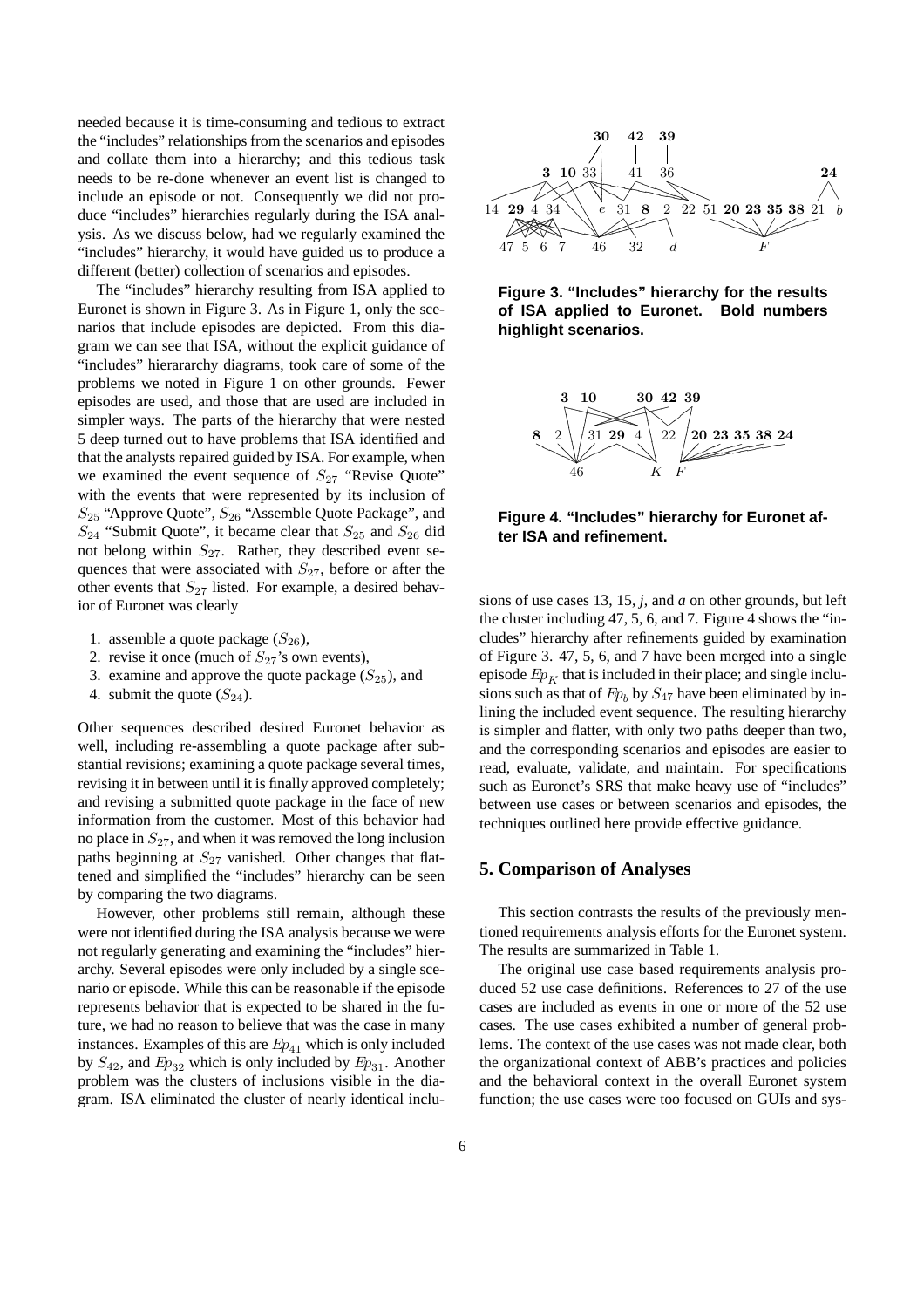needed because it is time-consuming and tedious to extract the "includes" relationships from the scenarios and episodes and collate them into a hierarchy; and this tedious task needs to be re-done whenever an event list is changed to include an episode or not. Consequently we did not produce "includes" hierarchies regularly during the ISA analysis. As we discuss below, had we regularly examined the "includes" hierarchy, it would have guided us to produce a different (better) collection of scenarios and episodes.

The "includes" hierarchy resulting from ISA applied to Euronet is shown in Figure 3. As in Figure 1, only the scenarios that include episodes are depicted. From this diagram we can see that ISA, without the explicit guidance of "includes" hierarchy diagrams, took care of some of the problems we noted in Figure 1 on other grounds. Fewer episodes are used, and those that are used are included in simpler ways. The parts of the hierarchy that were nested 5 deep turned out to have problems that ISA identified and that the analysts repaired guided by ISA. For example, when we examined the event sequence of $S_{27}$ "Revise Quote" with the events that were represented by its inclusion of $S_{25}$ "Approve Quote", $S_{26}$ "Assemble Quote Package", and $S_{24}$ "Submit Quote", it became clear that $S_{25}$ and $S_{26}$ did not belong within $S_{27}$. Rather, they described event sequences that were associated with $S_{27}$, before or after the other events that $S_{27}$ listed. For example, a desired behavior of Euronet was clearly

1. assemble a quote package ($S_{26}$),
2. revise it once (much of $S_{27}$'s own events),
3. examine and approve the quote package ($S_{25}$), and
4. submit the quote ($S_{24}$).

Other sequences described desired Euronet behavior as well, including re-assembling a quote package after substantial revisions; examining a quote package several times, revising it in between until it is finally approved completely; and revising a submitted quote package in the face of new information from the customer. Most of this behavior had no place in $S_{27}$, and when it was removed the long inclusion paths beginning at $S_{27}$ vanished. Other changes that flattened and simplified the "includes" hierarchy can be seen by comparing the two diagrams.

However, other problems still remain, although these were not identified during the ISA analysis because we were not regularly generating and examining the "includes" hierarchy. Several episodes were only included by a single scenario or episode. While this can be reasonable if the episode represents behavior that is expected to be shared in the future, we had no reason to believe that was the case in many instances. Examples of this are $Ep_{41}$ which is only included by $S_{42}$, and $Ep_{32}$ which is only included by $Ep_{31}$. Another problem was the clusters of inclusions visible in the diagram. ISA eliminated the cluster of nearly identical inclusions of use cases 13, 15, *j*, and *a* on other grounds, but left the cluster including 47, 5, 6, and 7. Figure 4 shows the "includes" hierarchy after refinements guided by examination of Figure 3. 47, 5, 6, and 7 have been merged into a single episode $Ep_K$ that is included in their place; and single inclusions such as that of $Ep_b$ by $S_{47}$ have been eliminated by inlining the included event sequence. The resulting hierarchy is simpler and flatter, with only two paths deeper than two, and the corresponding scenarios and episodes are easier to read, evaluate, validate, and maintain. For specifications such as Euronet's SRS that make heavy use of "includes" between use cases or between scenarios and episodes, the techniques outlined here provide effective guidance.

**Figure 3. "Includes" hierarchy for the results of ISA applied to Euronet. Bold numbers highlight scenarios.**

**Figure 4. "Includes" hierarchy for Euronet after ISA and refinement.**

## 5. Comparison of Analyses

This section contrasts the results of the previously mentioned requirements analysis efforts for the Euronet system. The results are summarized in Table 1.

The original use case based requirements analysis produced 52 use case definitions. References to 27 of the use cases are included as events in one or more of the 52 use cases. The use cases exhibited a number of general problems. The context of the use cases was not made clear, both the organizational context of ABB's practices and policies and the behavioral context in the overall Euronet system function; the use cases were too focused on GUIs and sys-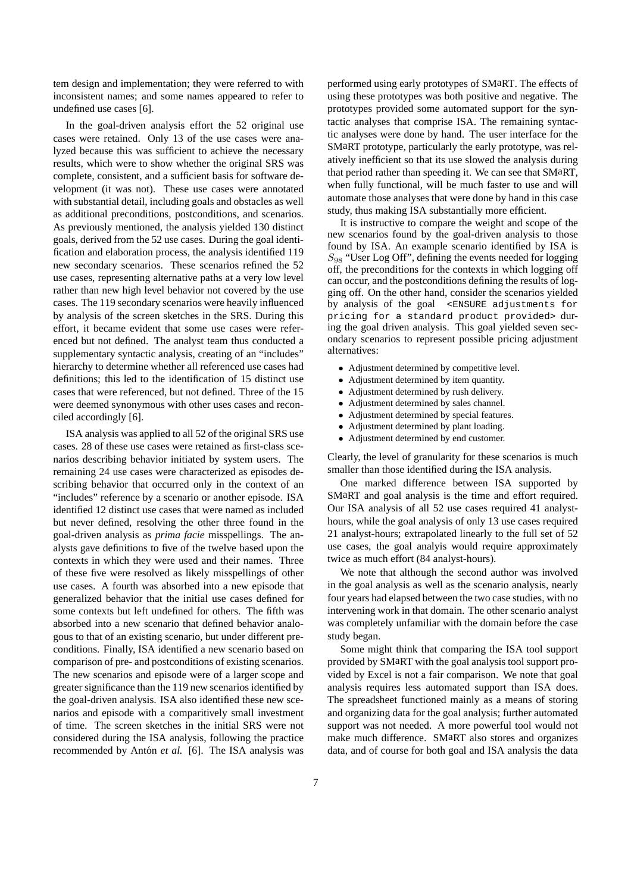tem design and implementation; they were referred to with inconsistent names; and some names appeared to refer to undefined use cases [6].

In the goal-driven analysis effort the 52 original use cases were retained. Only 13 of the use cases were analyzed because this was sufficient to achieve the necessary results, which were to show whether the original SRS was complete, consistent, and a sufficient basis for software development (it was not). These use cases were annotated with substantial detail, including goals and obstacles as well as additional preconditions, postconditions, and scenarios. As previously mentioned, the analysis yielded 130 distinct goals, derived from the 52 use cases. During the goal identification and elaboration process, the analysis identified 119 new secondary scenarios. These scenarios refined the 52 use cases, representing alternative paths at a very low level rather than new high level behavior not covered by the use cases. The 119 secondary scenarios were heavily influenced by analysis of the screen sketches in the SRS. During this effort, it became evident that some use cases were referenced but not defined. The analyst team thus conducted a supplementary syntactic analysis, creating of an "includes" hierarchy to determine whether all referenced use cases had definitions; this led to the identification of 15 distinct use cases that were referenced, but not defined. Three of the 15 were deemed synonymous with other uses cases and reconciled accordingly [6].

ISA analysis was applied to all 52 of the original SRS use cases. 28 of these use cases were retained as first-class scenarios describing behavior initiated by system users. The remaining 24 use cases were characterized as episodes describing behavior that occurred only in the context of an "includes" reference by a scenario or another episode. ISA identified 12 distinct use cases that were named as included but never defined, resolving the other three found in the goal-driven analysis as *prima facie* misspellings. The analysts gave definitions to five of the twelve based upon the contexts in which they were used and their names. Three of these five were resolved as likely misspellings of other use cases. A fourth was absorbed into a new episode that generalized behavior that the initial use cases defined for some contexts but left undefined for others. The fifth was absorbed into a new scenario that defined behavior analogous to that of an existing scenario, but under different preconditions. Finally, ISA identified a new scenario based on comparison of pre- and postconditions of existing scenarios. The new scenarios and episode were of a larger scope and greater significance than the 119 new scenarios identified by the goal-driven analysis. ISA also identified these new scenarios and episode with a comparitively small investment of time. The screen sketches in the initial SRS were not considered during the ISA analysis, following the practice recommended by Antón *et al.* [6]. The ISA analysis was performed using early prototypes of SMaRT. The effects of using these prototypes was both positive and negative. The prototypes provided some automated support for the syntactic analyses that comprise ISA. The remaining syntactic analyses were done by hand. The user interface for the SMaRT prototype, particularly the early prototype, was relatively inefficient so that its use slowed the analysis during that period rather than speeding it. We can see that SMaRT, when fully functional, will be much faster to use and will automate those analyses that were done by hand in this case study, thus making ISA substantially more efficient.

It is instructive to compare the weight and scope of the new scenarios found by the goal-driven analysis to those found by ISA. An example scenario identified by ISA is $S_{98}$ "User Log Off", defining the events needed for logging off, the preconditions for the contexts in which logging off can occur, and the postconditions defining the results of logging off. On the other hand, consider the scenarios yielded by analysis of the goal `<ENSURE adjustments for pricing for a standard product provided>` during the goal driven analysis. This goal yielded seven secondary scenarios to represent possible pricing adjustment alternatives:

- Adjustment determined by competitive level.
- Adjustment determined by item quantity.
- Adjustment determined by rush delivery.
- Adjustment determined by sales channel.
- Adjustment determined by special features.
- Adjustment determined by plant loading.
- Adjustment determined by end customer.

Clearly, the level of granularity for these scenarios is much smaller than those identified during the ISA analysis.

One marked difference between ISA supported by SMaRT and goal analysis is the time and effort required. Our ISA analysis of all 52 use cases required 41 analyst-hours, while the goal analysis of only 13 use cases required 21 analyst-hours; extrapolated linearly to the full set of 52 use cases, the goal analyis would require approximately twice as much effort (84 analyst-hours).

We note that although the second author was involved in the goal analysis as well as the scenario analysis, nearly four years had elapsed between the two case studies, with no intervening work in that domain. The other scenario analyst was completely unfamiliar with the domain before the case study began.

Some might think that comparing the ISA tool support provided by SMaRT with the goal analysis tool support provided by Excel is not a fair comparison. We note that goal analysis requires less automated support than ISA does. The spreadsheet functioned mainly as a means of storing and organizing data for the goal analysis; further automated support was not needed. A more powerful tool would not make much difference. SMaRT also stores and organizes data, and of course for both goal and ISA analysis the data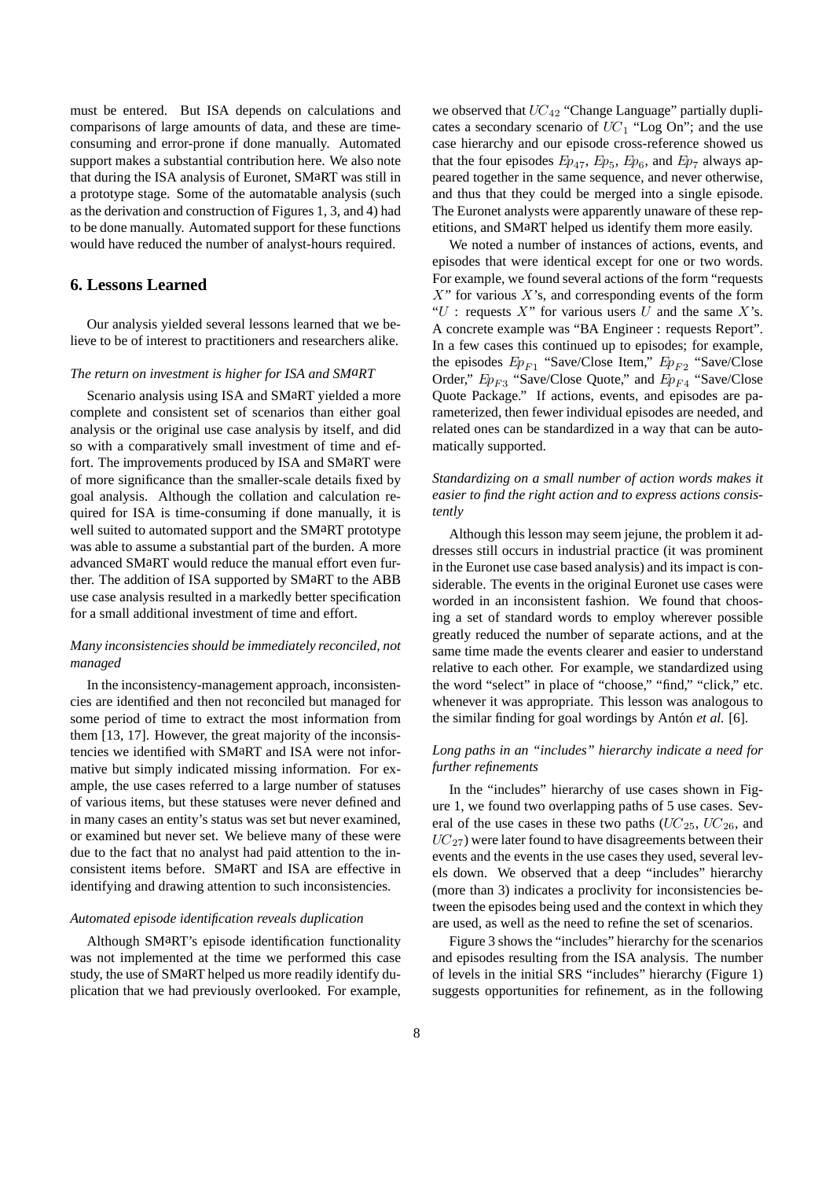must be entered. But ISA depends on calculations and comparisons of large amounts of data, and these are time-consuming and error-prone if done manually. Automated support makes a substantial contribution here. We also note that during the ISA analysis of Euronet, SMaRT was still in a prototype stage. Some of the automatable analysis (such as the derivation and construction of Figures 1, 3, and 4) had to be done manually. Automated support for these functions would have reduced the number of analyst-hours required.

## 6. Lessons Learned

Our analysis yielded several lessons learned that we believe to be of interest to practitioners and researchers alike.

*The return on investment is higher for ISA and SMaRT*

Scenario analysis using ISA and SMaRT yielded a more complete and consistent set of scenarios than either goal analysis or the original use case analysis by itself, and did so with a comparatively small investment of time and effort. The improvements produced by ISA and SMaRT were of more significance than the smaller-scale details fixed by goal analysis. Although the collation and calculation required for ISA is time-consuming if done manually, it is well suited to automated support and the SMaRT prototype was able to assume a substantial part of the burden. A more advanced SMaRT would reduce the manual effort even further. The addition of ISA supported by SMaRT to the ABB use case analysis resulted in a markedly better specification for a small additional investment of time and effort.

*Many inconsistencies should be immediately reconciled, not managed*

In the inconsistency-management approach, inconsistencies are identified and then not reconciled but managed for some period of time to extract the most information from them [13, 17]. However, the great majority of the inconsistencies we identified with SMaRT and ISA were not informative but simply indicated missing information. For example, the use cases referred to a large number of statuses of various items, but these statuses were never defined and in many cases an entity's status was set but never examined, or examined but never set. We believe many of these were due to the fact that no analyst had paid attention to the inconsistent items before. SMaRT and ISA are effective in identifying and drawing attention to such inconsistencies.

*Automated episode identification reveals duplication*

Although SMaRT's episode identification functionality was not implemented at the time we performed this case study, the use of SMaRT helped us more readily identify duplication that we had previously overlooked. For example, we observed that $UC_{42}$ "Change Language" partially duplicates a secondary scenario of $UC_1$ "Log On"; and the use case hierarchy and our episode cross-reference showed us that the four episodes $Ep_{47}$, $Ep_5$, $Ep_6$, and $Ep_7$ always appeared together in the same sequence, and never otherwise, and thus that they could be merged into a single episode. The Euronet analysts were apparently unaware of these repetitions, and SMaRT helped us identify them more easily.

We noted a number of instances of actions, events, and episodes that were identical except for one or two words. For example, we found several actions of the form "requests $X$" for various $X$'s, and corresponding events of the form "$U$ : requests $X$" for various users $U$ and the same $X$'s. A concrete example was "BA Engineer : requests Report". In a few cases this continued up to episodes; for example, the episodes $Ep_{F1}$ "Save/Close Item," $Ep_{F2}$ "Save/Close Order," $Ep_{F3}$ "Save/Close Quote," and $Ep_{F4}$ "Save/Close Quote Package." If actions, events, and episodes are parameterized, then fewer individual episodes are needed, and related ones can be standardized in a way that can be automatically supported.

*Standardizing on a small number of action words makes it easier to find the right action and to express actions consistently*

Although this lesson may seem jejune, the problem it addresses still occurs in industrial practice (it was prominent in the Euronet use case based analysis) and its impact is considerable. The events in the original Euronet use cases were worded in an inconsistent fashion. We found that choosing a set of standard words to employ wherever possible greatly reduced the number of separate actions, and at the same time made the events clearer and easier to understand relative to each other. For example, we standardized using the word "select" in place of "choose," "find," "click," etc. whenever it was appropriate. This lesson was analogous to the similar finding for goal wordings by Antón *et al.* [6].

*Long paths in an "includes" hierarchy indicate a need for further refinements*

In the "includes" hierarchy of use cases shown in Figure 1, we found two overlapping paths of 5 use cases. Several of the use cases in these two paths ($UC_{25}$, $UC_{26}$, and $UC_{27}$) were later found to have disagreements between their events and the events in the use cases they used, several levels down. We observed that a deep "includes" hierarchy (more than 3) indicates a proclivity for inconsistencies between the episodes being used and the context in which they are used, as well as the need to refine the set of scenarios.

Figure 3 shows the "includes" hierarchy for the scenarios and episodes resulting from the ISA analysis. The number of levels in the initial SRS "includes" hierarchy (Figure 1) suggests opportunities for refinement, as in the following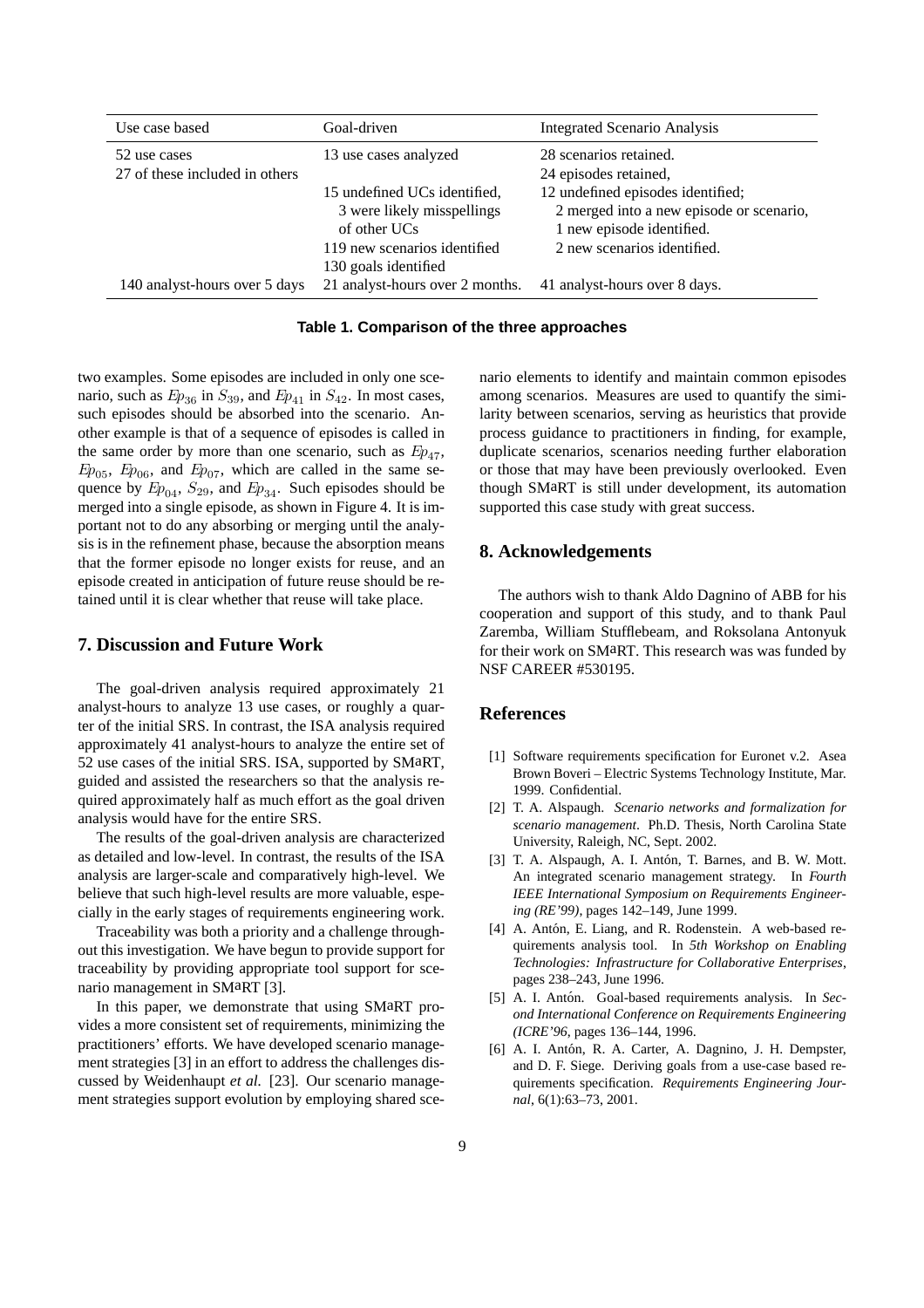| Use case based | Goal-driven | Integrated Scenario Analysis |
|---|---|---|
| 52 use cases | 13 use cases analyzed | 28 scenarios retained. |
| 27 of these included in others | | 24 episodes retained, |
| | 15 undefined UCs identified, | 12 undefined episodes identified; |
| | 3 were likely misspellings | 2 merged into a new episode or scenario, |
| | of other UCs | 1 new episode identified. |
| | 119 new scenarios identified | 2 new scenarios identified. |
| | 130 goals identified | |
| 140 analyst-hours over 5 days | 21 analyst-hours over 2 months. | 41 analyst-hours over 8 days. |

**Table 1. Comparison of the three approaches**

two examples. Some episodes are included in only one scenario, such as $Ep_{36}$ in $S_{39}$, and $Ep_{41}$ in $S_{42}$. In most cases, such episodes should be absorbed into the scenario. Another example is that of a sequence of episodes is called in the same order by more than one scenario, such as $Ep_{47}$, $Ep_{05}$, $Ep_{06}$, and $Ep_{07}$, which are called in the same sequence by $Ep_{04}$, $S_{29}$, and $Ep_{34}$. Such episodes should be merged into a single episode, as shown in Figure 4. It is important not to do any absorbing or merging until the analysis is in the refinement phase, because the absorption means that the former episode no longer exists for reuse, and an episode created in anticipation of future reuse should be retained until it is clear whether that reuse will take place.

## 7. Discussion and Future Work

The goal-driven analysis required approximately 21 analyst-hours to analyze 13 use cases, or roughly a quarter of the initial SRS. In contrast, the ISA analysis required approximately 41 analyst-hours to analyze the entire set of 52 use cases of the initial SRS. ISA, supported by SMaRT, guided and assisted the researchers so that the analysis required approximately half as much effort as the goal driven analysis would have for the entire SRS.

The results of the goal-driven analysis are characterized as detailed and low-level. In contrast, the results of the ISA analysis are larger-scale and comparatively high-level. We believe that such high-level results are more valuable, especially in the early stages of requirements engineering work.

Traceability was both a priority and a challenge throughout this investigation. We have begun to provide support for traceability by providing appropriate tool support for scenario management in SMaRT [3].

In this paper, we demonstrate that using SMaRT provides a more consistent set of requirements, minimizing the practitioners' efforts. We have developed scenario management strategies [3] in an effort to address the challenges discussed by Weidenhaupt *et al.* [23]. Our scenario management strategies support evolution by employing shared scenario elements to identify and maintain common episodes among scenarios. Measures are used to quantify the similarity between scenarios, serving as heuristics that provide process guidance to practitioners in finding, for example, duplicate scenarios, scenarios needing further elaboration or those that may have been previously overlooked. Even though SMaRT is still under development, its automation supported this case study with great success.

## 8. Acknowledgements

The authors wish to thank Aldo Dagnino of ABB for his cooperation and support of this study, and to thank Paul Zaremba, William Stufflebeam, and Roksolana Antonyuk for their work on SMaRT. This research was was funded by NSF CAREER #530195.

## References

[1] Software requirements specification for Euronet v.2. Asea Brown Boveri – Electric Systems Technology Institute, Mar. 1999. Confidential.

[2] T. A. Alspaugh. *Scenario networks and formalization for scenario management*. Ph.D. Thesis, North Carolina State University, Raleigh, NC, Sept. 2002.

[3] T. A. Alspaugh, A. I. Antón, T. Barnes, and B. W. Mott. An integrated scenario management strategy. In *Fourth IEEE International Symposium on Requirements Engineering (RE'99)*, pages 142–149, June 1999.

[4] A. Antón, E. Liang, and R. Rodenstein. A web-based requirements analysis tool. In *5th Workshop on Enabling Technologies: Infrastructure for Collaborative Enterprises*, pages 238–243, June 1996.

[5] A. I. Antón. Goal-based requirements analysis. In *Second International Conference on Requirements Engineering (ICRE'96*, pages 136–144, 1996.

[6] A. I. Antón, R. A. Carter, A. Dagnino, J. H. Dempster, and D. F. Siege. Deriving goals from a use-case based requirements specification. *Requirements Engineering Journal*, 6(1):63–73, 2001.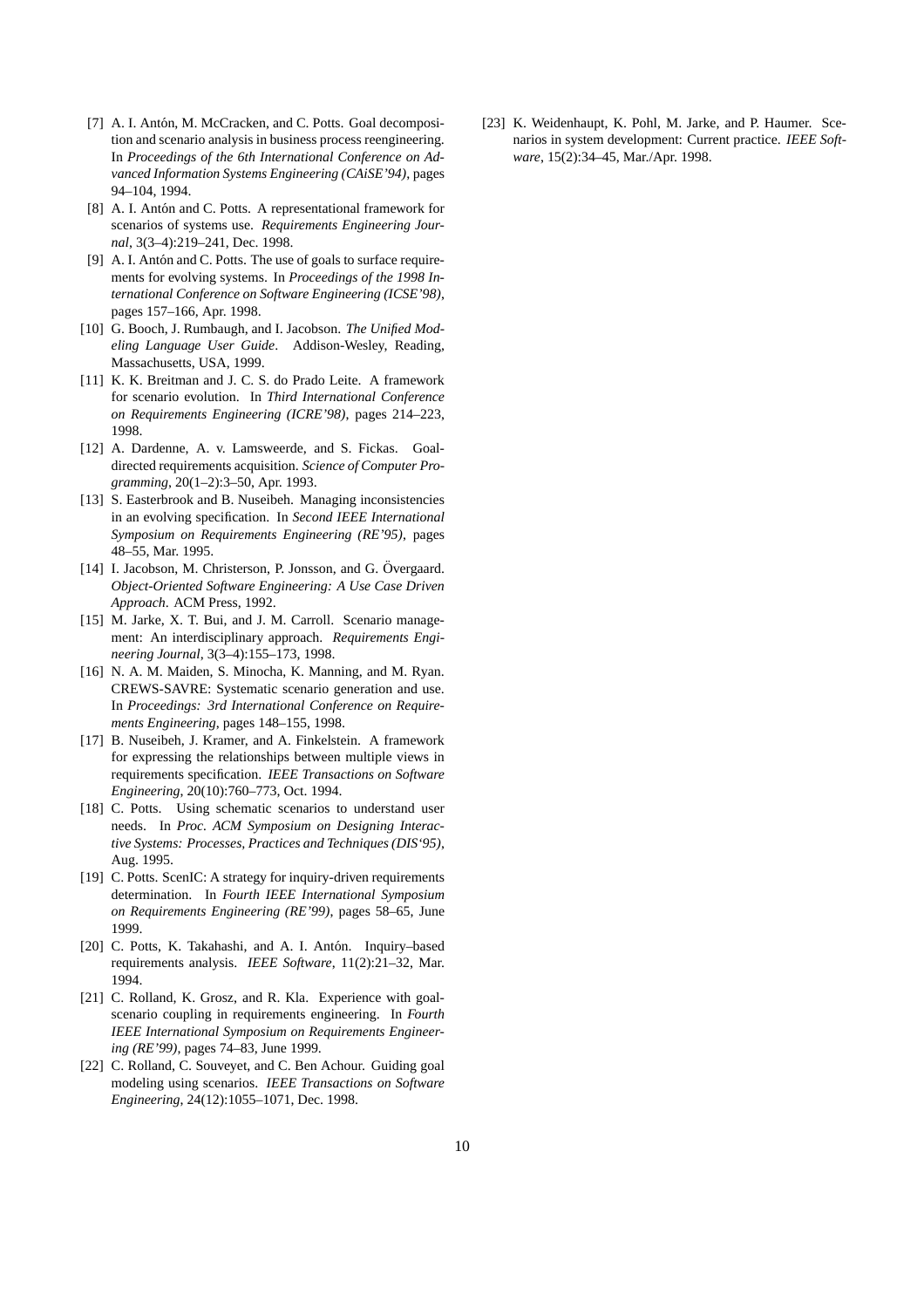[7] A. I. Antón, M. McCracken, and C. Potts. Goal decomposition and scenario analysis in business process reengineering. In *Proceedings of the 6th International Conference on Advanced Information Systems Engineering (CAiSE'94)*, pages 94–104, 1994.

[8] A. I. Antón and C. Potts. A representational framework for scenarios of systems use. *Requirements Engineering Journal*, 3(3–4):219–241, Dec. 1998.

[9] A. I. Antón and C. Potts. The use of goals to surface requirements for evolving systems. In *Proceedings of the 1998 International Conference on Software Engineering (ICSE'98)*, pages 157–166, Apr. 1998.

[10] G. Booch, J. Rumbaugh, and I. Jacobson. *The Unified Modeling Language User Guide*. Addison-Wesley, Reading, Massachusetts, USA, 1999.

[11] K. K. Breitman and J. C. S. do Prado Leite. A framework for scenario evolution. In *Third International Conference on Requirements Engineering (ICRE'98)*, pages 214–223, 1998.

[12] A. Dardenne, A. v. Lamsweerde, and S. Fickas. Goal-directed requirements acquisition. *Science of Computer Programming*, 20(1–2):3–50, Apr. 1993.

[13] S. Easterbrook and B. Nuseibeh. Managing inconsistencies in an evolving specification. In *Second IEEE International Symposium on Requirements Engineering (RE'95)*, pages 48–55, Mar. 1995.

[14] I. Jacobson, M. Christerson, P. Jonsson, and G. Övergaard. *Object-Oriented Software Engineering: A Use Case Driven Approach*. ACM Press, 1992.

[15] M. Jarke, X. T. Bui, and J. M. Carroll. Scenario management: An interdisciplinary approach. *Requirements Engineering Journal*, 3(3–4):155–173, 1998.

[16] N. A. M. Maiden, S. Minocha, K. Manning, and M. Ryan. CREWS-SAVRE: Systematic scenario generation and use. In *Proceedings: 3rd International Conference on Requirements Engineering*, pages 148–155, 1998.

[17] B. Nuseibeh, J. Kramer, and A. Finkelstein. A framework for expressing the relationships between multiple views in requirements specification. *IEEE Transactions on Software Engineering*, 20(10):760–773, Oct. 1994.

[18] C. Potts. Using schematic scenarios to understand user needs. In *Proc. ACM Symposium on Designing Interactive Systems: Processes, Practices and Techniques (DIS'95)*, Aug. 1995.

[19] C. Potts. ScenIC: A strategy for inquiry-driven requirements determination. In *Fourth IEEE International Symposium on Requirements Engineering (RE'99)*, pages 58–65, June 1999.

[20] C. Potts, K. Takahashi, and A. I. Antón. Inquiry–based requirements analysis. *IEEE Software*, 11(2):21–32, Mar. 1994.

[21] C. Rolland, K. Grosz, and R. Kla. Experience with goal-scenario coupling in requirements engineering. In *Fourth IEEE International Symposium on Requirements Engineering (RE'99)*, pages 74–83, June 1999.

[22] C. Rolland, C. Souveyet, and C. Ben Achour. Guiding goal modeling using scenarios. *IEEE Transactions on Software Engineering*, 24(12):1055–1071, Dec. 1998.

[23] K. Weidenhaupt, K. Pohl, M. Jarke, and P. Haumer. Scenarios in system development: Current practice. *IEEE Software*, 15(2):34–45, Mar./Apr. 1998.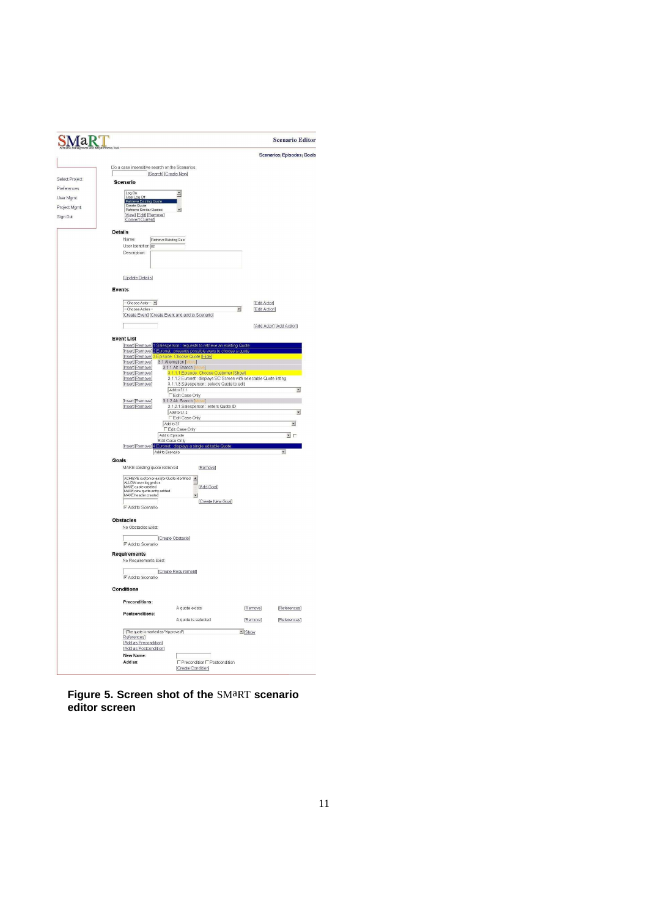**Figure 5. Screen shot of the SMaRT scenario editor screen**